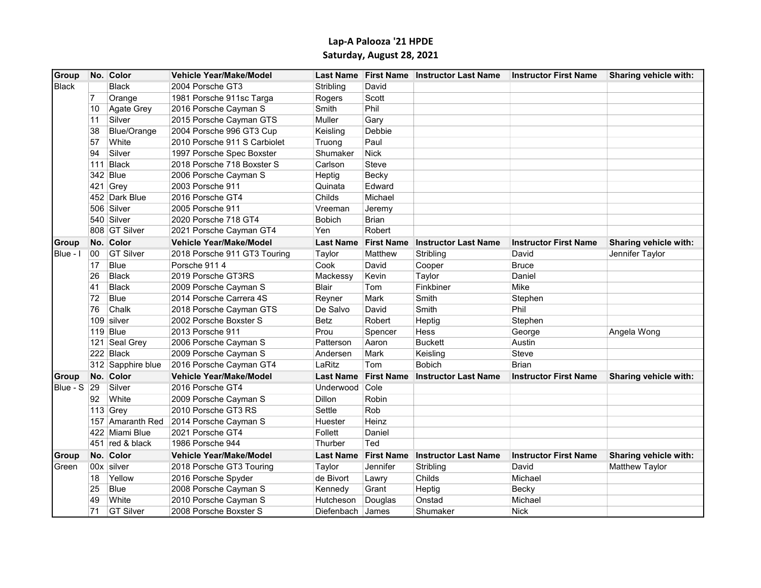# Lap-A Palooza '21 HPDE

## Saturday, August 28, 2021

| Group | No. | Color | Vehicle Year/Make/Model | Last Name | First Name | Instructor Last Name | Instructor First Name | Sharing vehicle with: |
|---|---|---|---|---|---|---|---|---|
| Black | | Black | 2004 Porsche GT3 | Stribling | David | | | |
| | 7 | Orange | 1981 Porsche 911sc Targa | Rogers | Scott | | | |
| | 10 | Agate Grey | 2016 Porsche Cayman S | Smith | Phil | | | |
| | 11 | Silver | 2015 Porsche Cayman GTS | Muller | Gary | | | |
| | 38 | Blue/Orange | 2004 Porsche 996 GT3 Cup | Keisling | Debbie | | | |
| | 57 | White | 2010 Porsche 911 S Carbiolet | Truong | Paul | | | |
| | 94 | Silver | 1997 Porsche Spec Boxster | Shumaker | Nick | | | |
| | 111 | Black | 2018 Porsche 718 Boxster S | Carlson | Steve | | | |
| | 342 | Blue | 2006 Porsche Cayman S | Heptig | Becky | | | |
| | 421 | Grey | 2003 Porsche 911 | Quinata | Edward | | | |
| | 452 | Dark Blue | 2016 Porsche GT4 | Childs | Michael | | | |
| | 506 | Silver | 2005 Porsche 911 | Vreeman | Jeremy | | | |
| | 540 | Silver | 2020 Porsche 718 GT4 | Bobich | Brian | | | |
| | 808 | GT Silver | 2021 Porsche Cayman GT4 | Yen | Robert | | | |
| **Group** | **No.** | **Color** | **Vehicle Year/Make/Model** | **Last Name** | **First Name** | **Instructor Last Name** | **Instructor First Name** | **Sharing vehicle with:** |
| Blue - I | 00 | GT Silver | 2018 Porsche 911 GT3 Touring | Taylor | Matthew | Stribling | David | Jennifer Taylor |
| | 17 | Blue | Porsche 911 4 | Cook | David | Cooper | Bruce | |
| | 26 | Black | 2019 Porsche GT3RS | Mackessy | Kevin | Taylor | Daniel | |
| | 41 | Black | 2009 Porsche Cayman S | Blair | Tom | Finkbiner | Mike | |
| | 72 | Blue | 2014 Porsche Carrera 4S | Reyner | Mark | Smith | Stephen | |
| | 76 | Chalk | 2018 Porsche Cayman GTS | De Salvo | David | Smith | Phil | |
| | 109 | silver | 2002 Porsche Boxster S | Betz | Robert | Heptig | Stephen | |
| | 119 | Blue | 2013 Porsche 911 | Prou | Spencer | Hess | George | Angela Wong |
| | 121 | Seal Grey | 2006 Porsche Cayman S | Patterson | Aaron | Buckett | Austin | |
| | 222 | Black | 2009 Porsche Cayman S | Andersen | Mark | Keisling | Steve | |
| | 312 | Sapphire blue | 2016 Porsche Cayman GT4 | LaRitz | Tom | Bobich | Brian | |
| **Group** | **No.** | **Color** | **Vehicle Year/Make/Model** | **Last Name** | **First Name** | **Instructor Last Name** | **Instructor First Name** | **Sharing vehicle with:** |
| Blue - S | 29 | Silver | 2016 Porsche GT4 | Underwood | Cole | | | |
| | 92 | White | 2009 Porsche Cayman S | Dillon | Robin | | | |
| | 113 | Grey | 2010 Porsche GT3 RS | Settle | Rob | | | |
| | 157 | Amaranth Red | 2014 Porsche Cayman S | Huester | Heinz | | | |
| | 422 | Miami Blue | 2021 Porsche GT4 | Follett | Daniel | | | |
| | 451 | red & black | 1986 Porsche 944 | Thurber | Ted | | | |
| **Group** | **No.** | **Color** | **Vehicle Year/Make/Model** | **Last Name** | **First Name** | **Instructor Last Name** | **Instructor First Name** | **Sharing vehicle with:** |
| Green | 00x | silver | 2018 Porsche GT3 Touring | Taylor | Jennifer | Stribling | David | Matthew Taylor |
| | 18 | Yellow | 2016 Porsche Spyder | de Bivort | Lawry | Childs | Michael | |
| | 25 | Blue | 2008 Porsche Cayman S | Kennedy | Grant | Heptig | Becky | |
| | 49 | White | 2010 Porsche Cayman S | Hutcheson | Douglas | Onstad | Michael | |
| | 71 | GT Silver | 2008 Porsche Boxster S | Diefenbach | James | Shumaker | Nick | |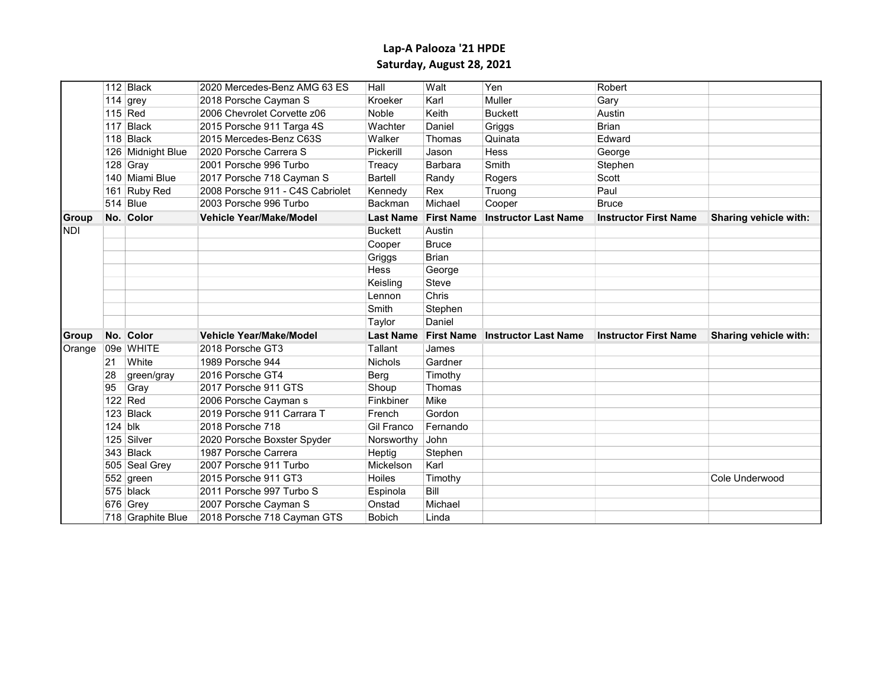# Lap-A Palooza '21 HPDE

## Saturday, August 28, 2021

| | | | | | | | | |
|---|---|---|---|---|---|---|---|---|
| | 112 | Black | 2020 Mercedes-Benz AMG 63 ES | Hall | Walt | Yen | Robert | |
| | 114 | grey | 2018 Porsche Cayman S | Kroeker | Karl | Muller | Gary | |
| | 115 | Red | 2006 Chevrolet Corvette z06 | Noble | Keith | Buckett | Austin | |
| | 117 | Black | 2015 Porsche 911 Targa 4S | Wachter | Daniel | Griggs | Brian | |
| | 118 | Black | 2015 Mercedes-Benz C63S | Walker | Thomas | Quinata | Edward | |
| | 126 | Midnight Blue | 2020 Porsche Carrera S | Pickerill | Jason | Hess | George | |
| | 128 | Gray | 2001 Porsche 996 Turbo | Treacy | Barbara | Smith | Stephen | |
| | 140 | Miami Blue | 2017 Porsche 718 Cayman S | Bartell | Randy | Rogers | Scott | |
| | 161 | Ruby Red | 2008 Porsche 911 - C4S Cabriolet | Kennedy | Rex | Truong | Paul | |
| | 514 | Blue | 2003 Porsche 996 Turbo | Backman | Michael | Cooper | Bruce | |
| **Group** | **No.** | **Color** | **Vehicle Year/Make/Model** | **Last Name** | **First Name** | **Instructor Last Name** | **Instructor First Name** | **Sharing vehicle with:** |
| NDI | | | | Buckett | Austin | | | |
| | | | | Cooper | Bruce | | | |
| | | | | Griggs | Brian | | | |
| | | | | Hess | George | | | |
| | | | | Keisling | Steve | | | |
| | | | | Lennon | Chris | | | |
| | | | | Smith | Stephen | | | |
| | | | | Taylor | Daniel | | | |
| **Group** | **No.** | **Color** | **Vehicle Year/Make/Model** | **Last Name** | **First Name** | **Instructor Last Name** | **Instructor First Name** | **Sharing vehicle with:** |
| Orange | 09e | WHITE | 2018 Porsche GT3 | Tallant | James | | | |
| | 21 | White | 1989 Porsche 944 | Nichols | Gardner | | | |
| | 28 | green/gray | 2016 Porsche GT4 | Berg | Timothy | | | |
| | 95 | Gray | 2017 Porsche 911 GTS | Shoup | Thomas | | | |
| | 122 | Red | 2006 Porsche Cayman s | Finkbiner | Mike | | | |
| | 123 | Black | 2019 Porsche 911 Carrara T | French | Gordon | | | |
| | 124 | blk | 2018 Porsche 718 | Gil Franco | Fernando | | | |
| | 125 | Silver | 2020 Porsche Boxster Spyder | Norsworthy | John | | | |
| | 343 | Black | 1987 Porsche Carrera | Heptig | Stephen | | | |
| | 505 | Seal Grey | 2007 Porsche 911 Turbo | Mickelson | Karl | | | |
| | 552 | green | 2015 Porsche 911 GT3 | Hoiles | Timothy | | | Cole Underwood |
| | 575 | black | 2011 Porsche 997 Turbo S | Espinola | Bill | | | |
| | 676 | Grey | 2007 Porsche Cayman S | Onstad | Michael | | | |
| | 718 | Graphite Blue | 2018 Porsche 718 Cayman GTS | Bobich | Linda | | | |